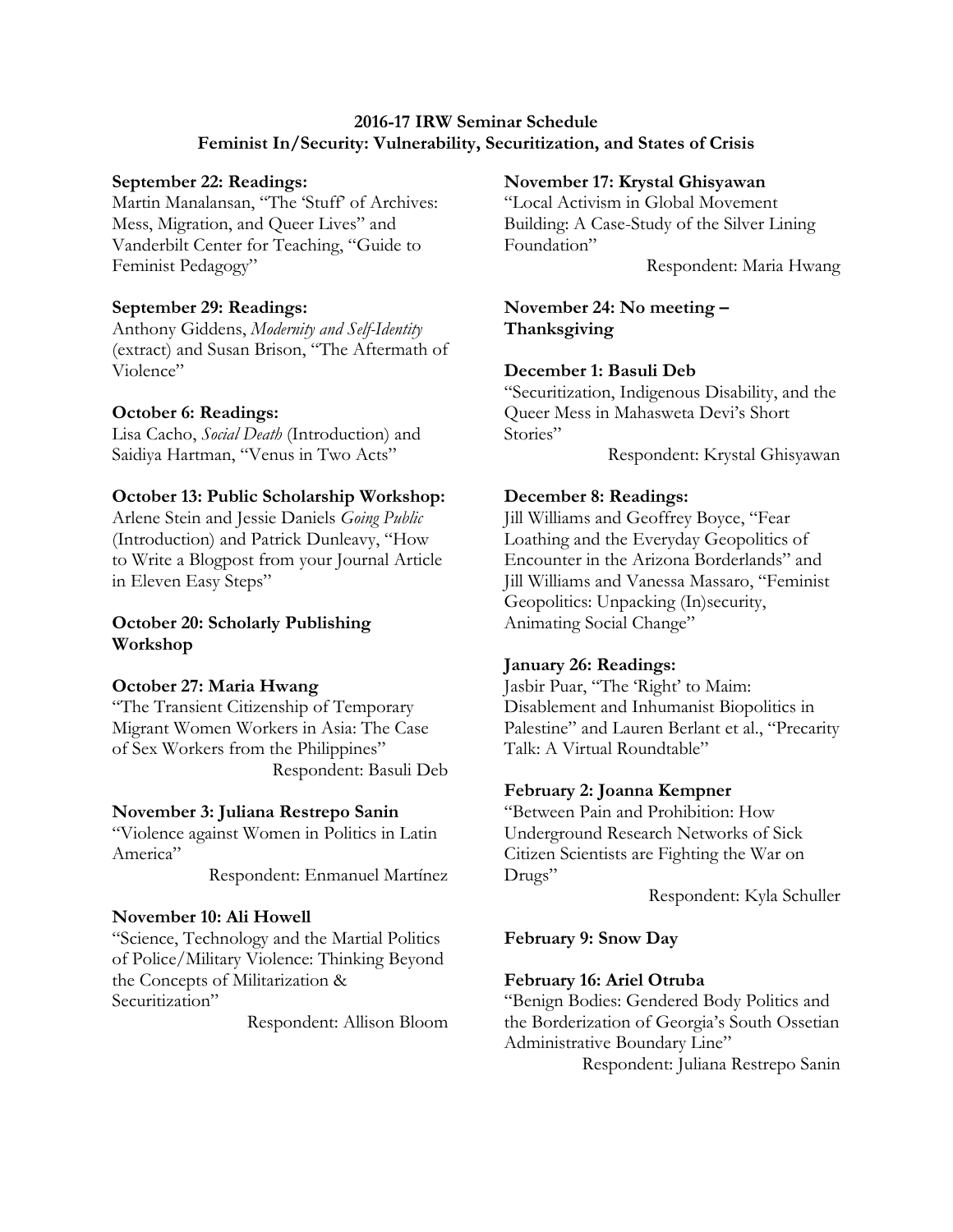**2016-17 IRW Seminar Schedule**
**Feminist In/Security: Vulnerability, Securitization, and States of Crisis**

**September 22: Readings:**
Martin Manalansan, "The 'Stuff' of Archives: Mess, Migration, and Queer Lives" and Vanderbilt Center for Teaching, "Guide to Feminist Pedagogy"

**September 29: Readings:**
Anthony Giddens, *Modernity and Self-Identity* (extract) and Susan Brison, "The Aftermath of Violence"

**October 6: Readings:**
Lisa Cacho, *Social Death* (Introduction) and Saidiya Hartman, "Venus in Two Acts"

**October 13: Public Scholarship Workshop:**
Arlene Stein and Jessie Daniels *Going Public* (Introduction) and Patrick Dunleavy, "How to Write a Blogpost from your Journal Article in Eleven Easy Steps"

**October 20: Scholarly Publishing Workshop**

**October 27: Maria Hwang**
"The Transient Citizenship of Temporary Migrant Women Workers in Asia: The Case of Sex Workers from the Philippines"
Respondent: Basuli Deb

**November 3: Juliana Restrepo Sanin**
"Violence against Women in Politics in Latin America"
Respondent: Enmanuel Martínez

**November 10: Ali Howell**
"Science, Technology and the Martial Politics of Police/Military Violence: Thinking Beyond the Concepts of Militarization & Securitization"
Respondent: Allison Bloom

**November 17: Krystal Ghisyawan**
"Local Activism in Global Movement Building: A Case-Study of the Silver Lining Foundation"
Respondent: Maria Hwang

**November 24: No meeting – Thanksgiving**

**December 1: Basuli Deb**
"Securitization, Indigenous Disability, and the Queer Mess in Mahasweta Devi's Short Stories"
Respondent: Krystal Ghisyawan

**December 8: Readings:**
Jill Williams and Geoffrey Boyce, "Fear Loathing and the Everyday Geopolitics of Encounter in the Arizona Borderlands" and Jill Williams and Vanessa Massaro, "Feminist Geopolitics: Unpacking (In)security, Animating Social Change"

**January 26: Readings:**
Jasbir Puar, "The 'Right' to Maim: Disablement and Inhumanist Biopolitics in Palestine" and Lauren Berlant et al., "Precarity Talk: A Virtual Roundtable"

**February 2: Joanna Kempner**
"Between Pain and Prohibition: How Underground Research Networks of Sick Citizen Scientists are Fighting the War on Drugs"
Respondent: Kyla Schuller

**February 9: Snow Day**

**February 16: Ariel Otruba**
"Benign Bodies: Gendered Body Politics and the Borderization of Georgia's South Ossetian Administrative Boundary Line"
Respondent: Juliana Restrepo Sanin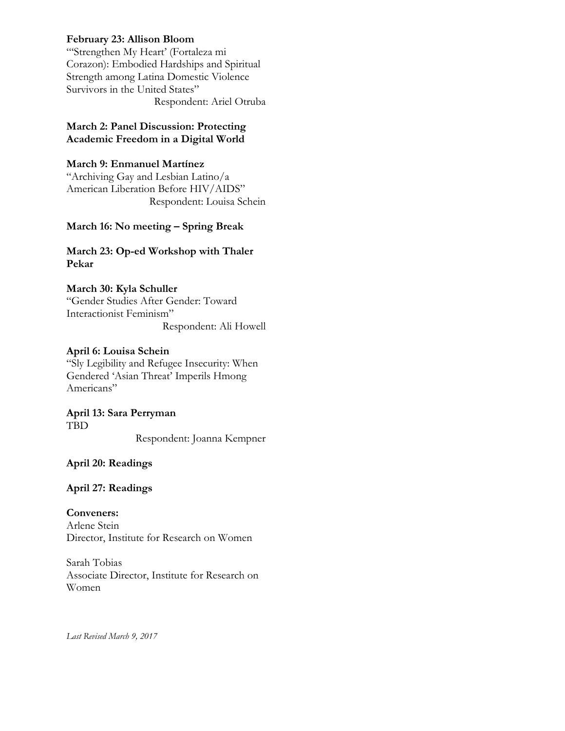**February 23: Allison Bloom**
"'Strengthen My Heart' (Fortaleza mi Corazon): Embodied Hardships and Spiritual Strength among Latina Domestic Violence Survivors in the United States"
Respondent: Ariel Otruba

**March 2: Panel Discussion: Protecting Academic Freedom in a Digital World**

**March 9: Enmanuel Martínez**
"Archiving Gay and Lesbian Latino/a American Liberation Before HIV/AIDS"
Respondent: Louisa Schein

**March 16: No meeting – Spring Break**

**March 23: Op-ed Workshop with Thaler Pekar**

**March 30: Kyla Schuller**
"Gender Studies After Gender: Toward Interactionist Feminism"
Respondent: Ali Howell

**April 6: Louisa Schein**
"Sly Legibility and Refugee Insecurity: When Gendered 'Asian Threat' Imperils Hmong Americans"

**April 13: Sara Perryman**
TBD
Respondent: Joanna Kempner

**April 20: Readings**

**April 27: Readings**

**Conveners:**
Arlene Stein
Director, Institute for Research on Women

Sarah Tobias
Associate Director, Institute for Research on Women

*Last Revised March 9, 2017*